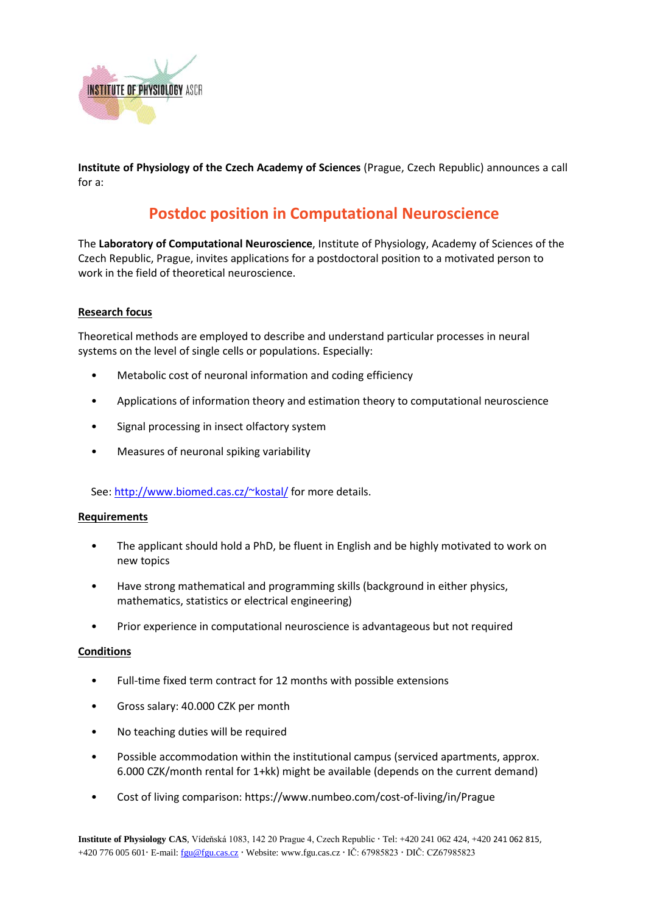INSTITUTE OF PHYSIOLOGY ASCR

**Institute of Physiology of the Czech Academy of Sciences** (Prague, Czech Republic) announces a call for a:

# Postdoc position in Computational Neuroscience

The **Laboratory of Computational Neuroscience**, Institute of Physiology, Academy of Sciences of the Czech Republic, Prague, invites applications for a postdoctoral position to a motivated person to work in the field of theoretical neuroscience.

## Research focus

Theoretical methods are employed to describe and understand particular processes in neural systems on the level of single cells or populations. Especially:

- Metabolic cost of neuronal information and coding efficiency
- Applications of information theory and estimation theory to computational neuroscience
- Signal processing in insect olfactory system
- Measures of neuronal spiking variability

See: [http://www.biomed.cas.cz/~kostal/](http://www.biomed.cas.cz/~kostal/) for more details.

## Requirements

- The applicant should hold a PhD, be fluent in English and be highly motivated to work on new topics
- Have strong mathematical and programming skills (background in either physics, mathematics, statistics or electrical engineering)
- Prior experience in computational neuroscience is advantageous but not required

## Conditions

- Full-time fixed term contract for 12 months with possible extensions
- Gross salary: 40.000 CZK per month
- No teaching duties will be required
- Possible accommodation within the institutional campus (serviced apartments, approx. 6.000 CZK/month rental for 1+kk) might be available (depends on the current demand)
- Cost of living comparison: https://www.numbeo.com/cost-of-living/in/Prague

**Institute of Physiology CAS**, Vídeňská 1083, 142 20 Prague 4, Czech Republic · Tel: +420 241 062 424, +420 241 062 815, +420 776 005 601· E-mail: fgu@fgu.cas.cz · Website: www.fgu.cas.cz · IČ: 67985823 · DIČ: CZ67985823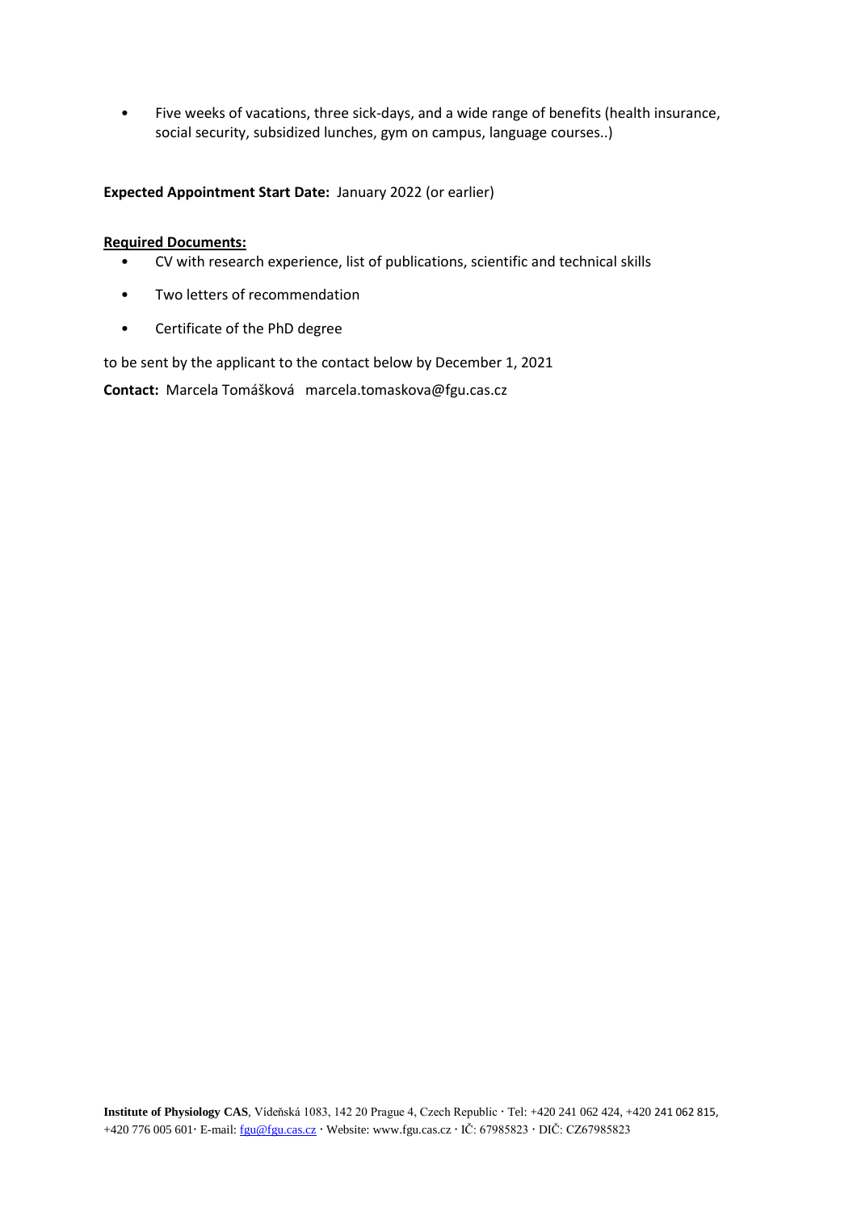- Five weeks of vacations, three sick-days, and a wide range of benefits (health insurance, social security, subsidized lunches, gym on campus, language courses..)

**Expected Appointment Start Date:** January 2022 (or earlier)

**Required Documents:**

- CV with research experience, list of publications, scientific and technical skills
- Two letters of recommendation
- Certificate of the PhD degree

to be sent by the applicant to the contact below by December 1, 2021

**Contact:** Marcela Tomášková marcela.tomaskova@fgu.cas.cz

**Institute of Physiology CAS**, Vídeňská 1083, 142 20 Prague 4, Czech Republic · Tel: +420 241 062 424, +420 241 062 815, +420 776 005 601· E-mail: fgu@fgu.cas.cz · Website: www.fgu.cas.cz · IČ: 67985823 · DIČ: CZ67985823